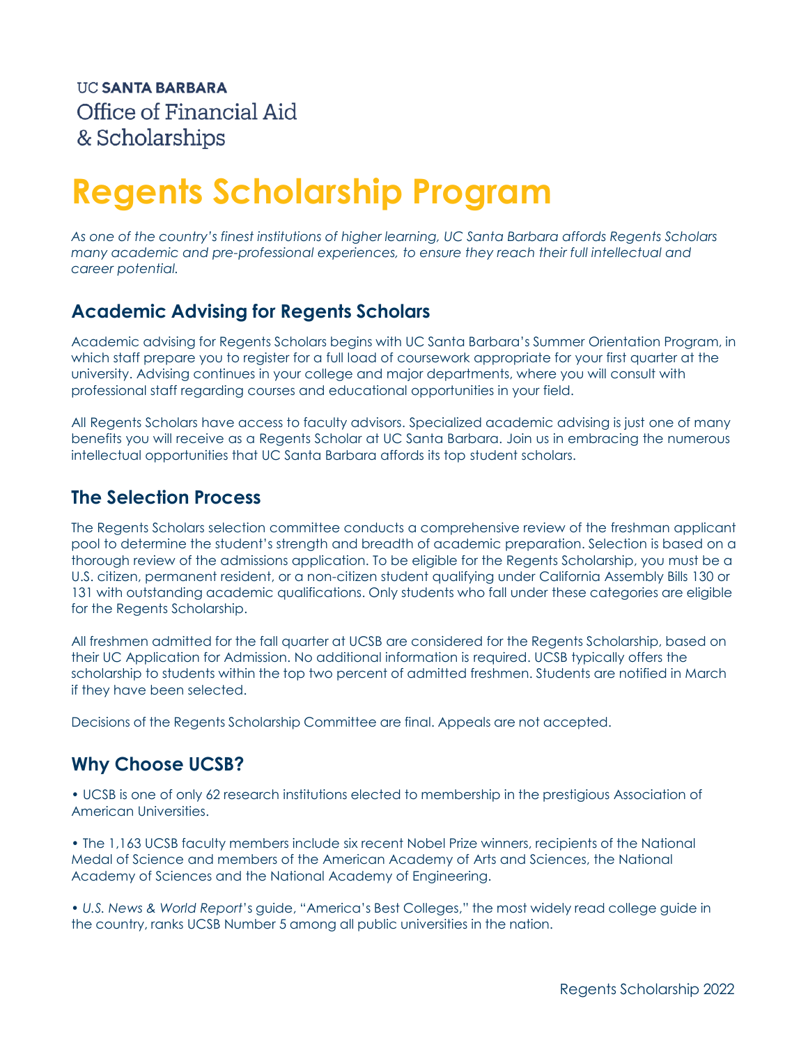UC **SANTA BARBARA**
Office of Financial Aid
& Scholarships

# Regents Scholarship Program

*As one of the country's finest institutions of higher learning, UC Santa Barbara affords Regents Scholars many academic and pre-professional experiences, to ensure they reach their full intellectual and career potential.*

## Academic Advising for Regents Scholars

Academic advising for Regents Scholars begins with UC Santa Barbara's Summer Orientation Program, in which staff prepare you to register for a full load of coursework appropriate for your first quarter at the university. Advising continues in your college and major departments, where you will consult with professional staff regarding courses and educational opportunities in your field.

All Regents Scholars have access to faculty advisors. Specialized academic advising is just one of many benefits you will receive as a Regents Scholar at UC Santa Barbara. Join us in embracing the numerous intellectual opportunities that UC Santa Barbara affords its top student scholars.

## The Selection Process

The Regents Scholars selection committee conducts a comprehensive review of the freshman applicant pool to determine the student's strength and breadth of academic preparation. Selection is based on a thorough review of the admissions application. To be eligible for the Regents Scholarship, you must be a U.S. citizen, permanent resident, or a non-citizen student qualifying under California Assembly Bills 130 or 131 with outstanding academic qualifications. Only students who fall under these categories are eligible for the Regents Scholarship.

All freshmen admitted for the fall quarter at UCSB are considered for the Regents Scholarship, based on their UC Application for Admission. No additional information is required. UCSB typically offers the scholarship to students within the top two percent of admitted freshmen. Students are notified in March if they have been selected.

Decisions of the Regents Scholarship Committee are final. Appeals are not accepted.

## Why Choose UCSB?

• UCSB is one of only 62 research institutions elected to membership in the prestigious Association of American Universities.

• The 1,163 UCSB faculty members include six recent Nobel Prize winners, recipients of the National Medal of Science and members of the American Academy of Arts and Sciences, the National Academy of Sciences and the National Academy of Engineering.

• *U.S. News & World Report*'s guide, "America's Best Colleges," the most widely read college guide in the country, ranks UCSB Number 5 among all public universities in the nation.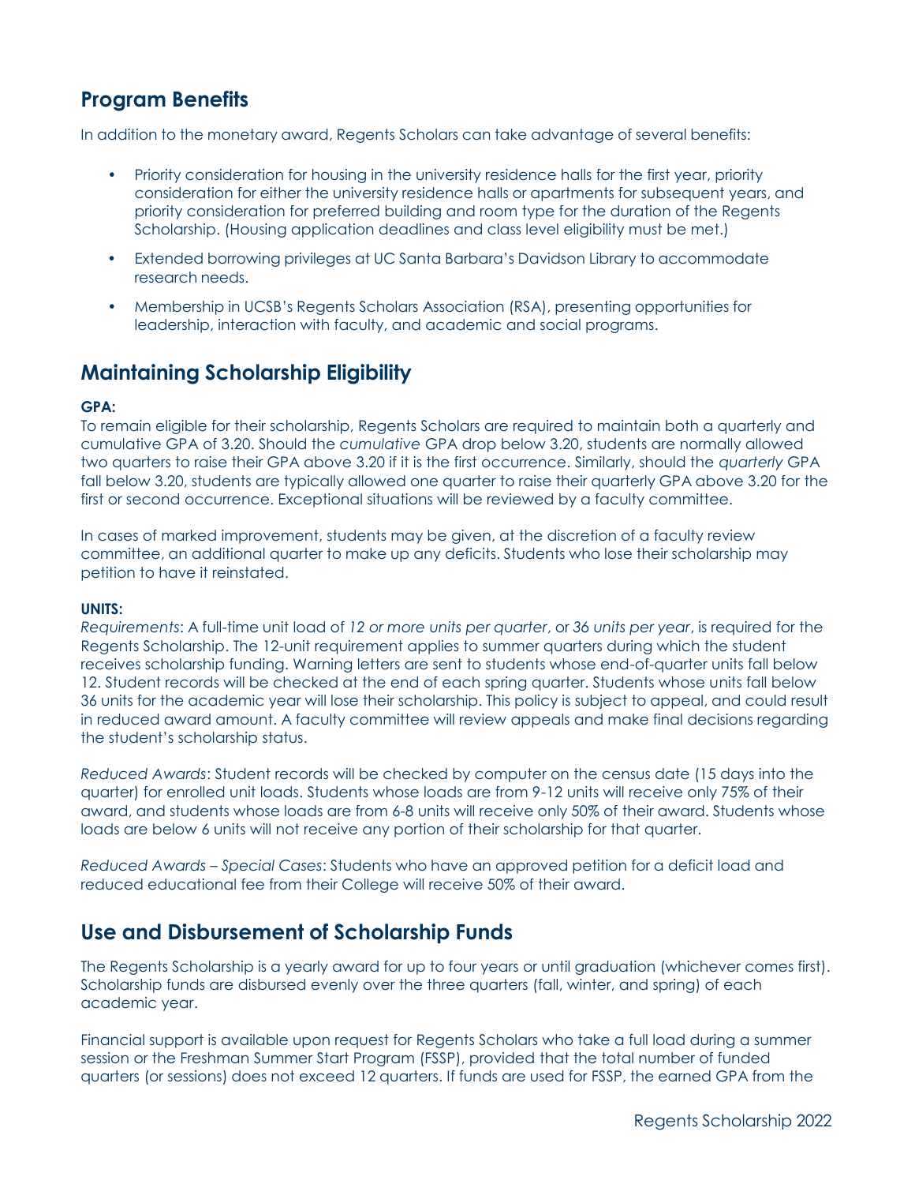## Program Benefits

In addition to the monetary award, Regents Scholars can take advantage of several benefits:

- Priority consideration for housing in the university residence halls for the first year, priority consideration for either the university residence halls or apartments for subsequent years, and priority consideration for preferred building and room type for the duration of the Regents Scholarship. (Housing application deadlines and class level eligibility must be met.)
- Extended borrowing privileges at UC Santa Barbara's Davidson Library to accommodate research needs.
- Membership in UCSB's Regents Scholars Association (RSA), presenting opportunities for leadership, interaction with faculty, and academic and social programs.

## Maintaining Scholarship Eligibility

**GPA:**

To remain eligible for their scholarship, Regents Scholars are required to maintain both a quarterly and cumulative GPA of 3.20. Should the *cumulative* GPA drop below 3.20, students are normally allowed two quarters to raise their GPA above 3.20 if it is the first occurrence. Similarly, should the *quarterly* GPA fall below 3.20, students are typically allowed one quarter to raise their quarterly GPA above 3.20 for the first or second occurrence. Exceptional situations will be reviewed by a faculty committee.

In cases of marked improvement, students may be given, at the discretion of a faculty review committee, an additional quarter to make up any deficits. Students who lose their scholarship may petition to have it reinstated.

**UNITS:**

*Requirements*: A full-time unit load of *12 or more units per quarter*, or *36 units per year*, is required for the Regents Scholarship. The 12-unit requirement applies to summer quarters during which the student receives scholarship funding. Warning letters are sent to students whose end-of-quarter units fall below 12. Student records will be checked at the end of each spring quarter. Students whose units fall below 36 units for the academic year will lose their scholarship. This policy is subject to appeal, and could result in reduced award amount. A faculty committee will review appeals and make final decisions regarding the student's scholarship status.

*Reduced Awards*: Student records will be checked by computer on the census date (15 days into the quarter) for enrolled unit loads. Students whose loads are from 9-12 units will receive only 75% of their award, and students whose loads are from 6-8 units will receive only 50% of their award. Students whose loads are below 6 units will not receive any portion of their scholarship for that quarter.

*Reduced Awards – Special Cases*: Students who have an approved petition for a deficit load and reduced educational fee from their College will receive 50% of their award.

## Use and Disbursement of Scholarship Funds

The Regents Scholarship is a yearly award for up to four years or until graduation (whichever comes first). Scholarship funds are disbursed evenly over the three quarters (fall, winter, and spring) of each academic year.

Financial support is available upon request for Regents Scholars who take a full load during a summer session or the Freshman Summer Start Program (FSSP), provided that the total number of funded quarters (or sessions) does not exceed 12 quarters. If funds are used for FSSP, the earned GPA from the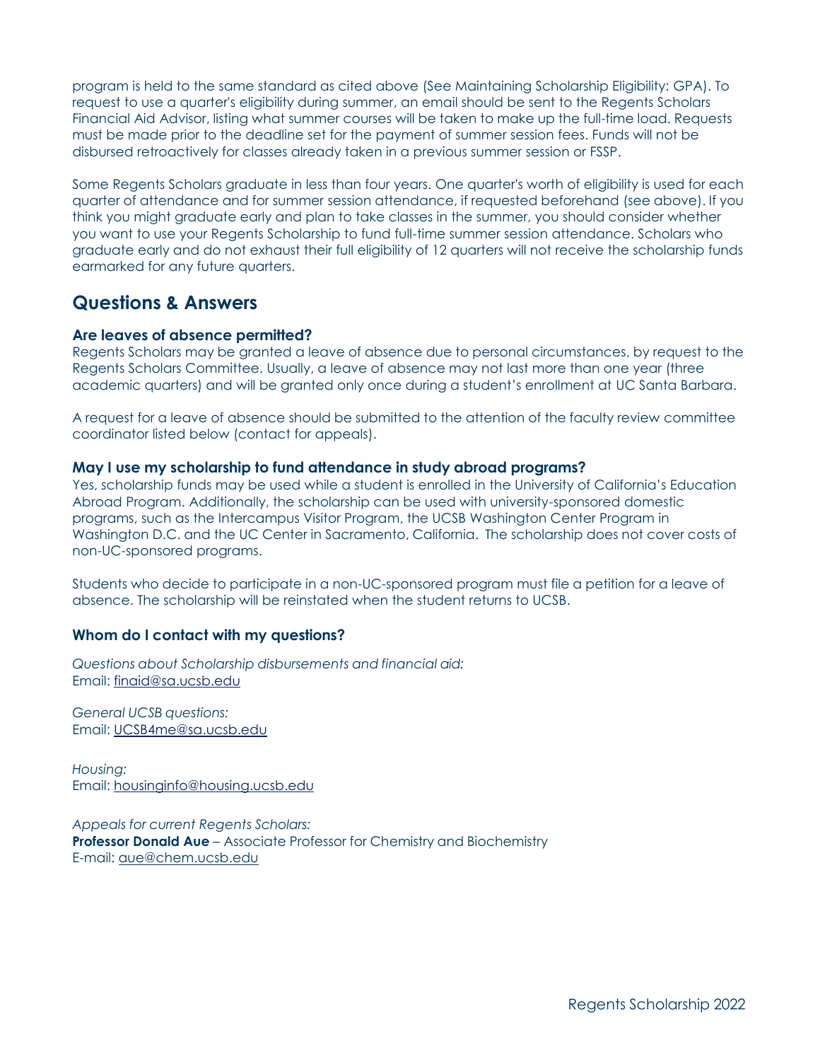program is held to the same standard as cited above (See Maintaining Scholarship Eligibility: GPA). To request to use a quarter's eligibility during summer, an email should be sent to the Regents Scholars Financial Aid Advisor, listing what summer courses will be taken to make up the full-time load. Requests must be made prior to the deadline set for the payment of summer session fees. Funds will not be disbursed retroactively for classes already taken in a previous summer session or FSSP.

Some Regents Scholars graduate in less than four years. One quarter's worth of eligibility is used for each quarter of attendance and for summer session attendance, if requested beforehand (see above). If you think you might graduate early and plan to take classes in the summer, you should consider whether you want to use your Regents Scholarship to fund full-time summer session attendance. Scholars who graduate early and do not exhaust their full eligibility of 12 quarters will not receive the scholarship funds earmarked for any future quarters.

## Questions & Answers

### Are leaves of absence permitted?

Regents Scholars may be granted a leave of absence due to personal circumstances, by request to the Regents Scholars Committee. Usually, a leave of absence may not last more than one year (three academic quarters) and will be granted only once during a student's enrollment at UC Santa Barbara.

A request for a leave of absence should be submitted to the attention of the faculty review committee coordinator listed below (contact for appeals).

### May I use my scholarship to fund attendance in study abroad programs?

Yes, scholarship funds may be used while a student is enrolled in the University of California's Education Abroad Program. Additionally, the scholarship can be used with university-sponsored domestic programs, such as the Intercampus Visitor Program, the UCSB Washington Center Program in Washington D.C. and the UC Center in Sacramento, California. The scholarship does not cover costs of non-UC-sponsored programs.

Students who decide to participate in a non-UC-sponsored program must file a petition for a leave of absence. The scholarship will be reinstated when the student returns to UCSB.

### Whom do I contact with my questions?

*Questions about Scholarship disbursements and financial aid:*
Email: finaid@sa.ucsb.edu

*General UCSB questions:*
Email: UCSB4me@sa.ucsb.edu

*Housing:*
Email: housinginfo@housing.ucsb.edu

*Appeals for current Regents Scholars:*
**Professor Donald Aue** – Associate Professor for Chemistry and Biochemistry
E-mail: aue@chem.ucsb.edu